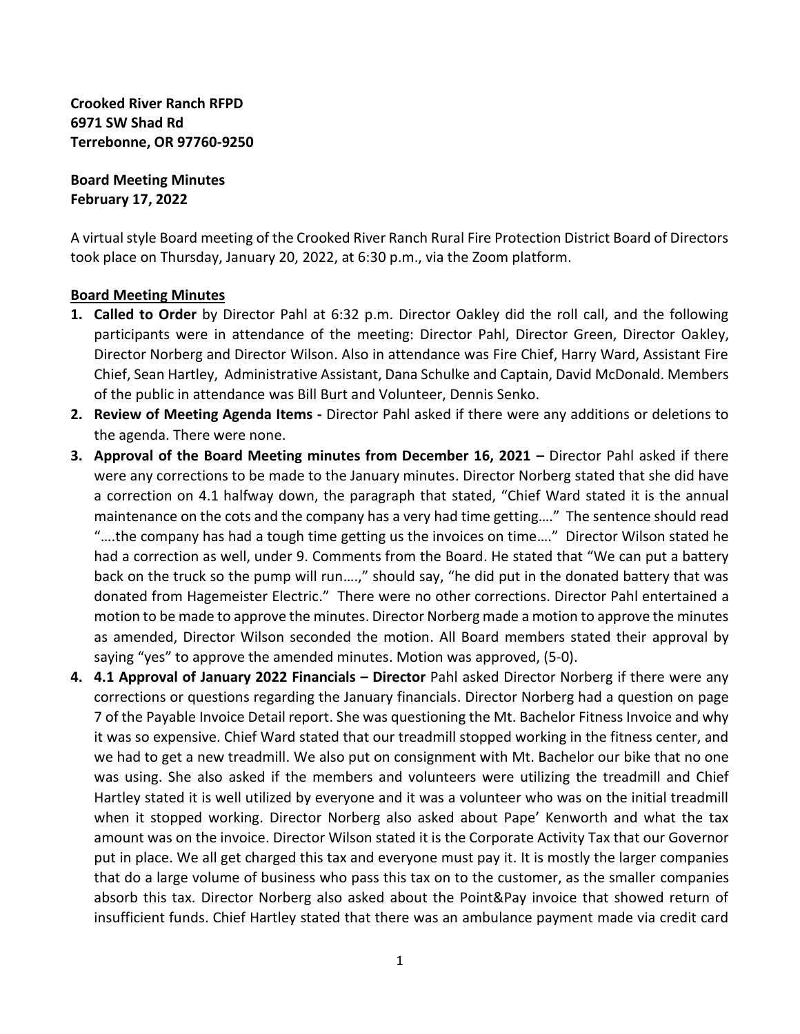**Crooked River Ranch RFPD**
**6971 SW Shad Rd**
**Terrebonne, OR 97760-9250**

**Board Meeting Minutes**
**February 17, 2022**

A virtual style Board meeting of the Crooked River Ranch Rural Fire Protection District Board of Directors took place on Thursday, January 20, 2022, at 6:30 p.m., via the Zoom platform.

**Board Meeting Minutes**

1. **Called to Order** by Director Pahl at 6:32 p.m. Director Oakley did the roll call, and the following participants were in attendance of the meeting: Director Pahl, Director Green, Director Oakley, Director Norberg and Director Wilson. Also in attendance was Fire Chief, Harry Ward, Assistant Fire Chief, Sean Hartley, Administrative Assistant, Dana Schulke and Captain, David McDonald. Members of the public in attendance was Bill Burt and Volunteer, Dennis Senko.
2. **Review of Meeting Agenda Items -** Director Pahl asked if there were any additions or deletions to the agenda. There were none.
3. **Approval of the Board Meeting minutes from December 16, 2021 –** Director Pahl asked if there were any corrections to be made to the January minutes. Director Norberg stated that she did have a correction on 4.1 halfway down, the paragraph that stated, "Chief Ward stated it is the annual maintenance on the cots and the company has a very had time getting…." The sentence should read "….the company has had a tough time getting us the invoices on time…." Director Wilson stated he had a correction as well, under 9. Comments from the Board. He stated that "We can put a battery back on the truck so the pump will run….," should say, "he did put in the donated battery that was donated from Hagemeister Electric." There were no other corrections. Director Pahl entertained a motion to be made to approve the minutes. Director Norberg made a motion to approve the minutes as amended, Director Wilson seconded the motion. All Board members stated their approval by saying "yes" to approve the amended minutes. Motion was approved, (5-0).
4. **4.1 Approval of January 2022 Financials – Director** Pahl asked Director Norberg if there were any corrections or questions regarding the January financials. Director Norberg had a question on page 7 of the Payable Invoice Detail report. She was questioning the Mt. Bachelor Fitness Invoice and why it was so expensive. Chief Ward stated that our treadmill stopped working in the fitness center, and we had to get a new treadmill. We also put on consignment with Mt. Bachelor our bike that no one was using. She also asked if the members and volunteers were utilizing the treadmill and Chief Hartley stated it is well utilized by everyone and it was a volunteer who was on the initial treadmill when it stopped working. Director Norberg also asked about Pape' Kenworth and what the tax amount was on the invoice. Director Wilson stated it is the Corporate Activity Tax that our Governor put in place. We all get charged this tax and everyone must pay it. It is mostly the larger companies that do a large volume of business who pass this tax on to the customer, as the smaller companies absorb this tax. Director Norberg also asked about the Point&Pay invoice that showed return of insufficient funds. Chief Hartley stated that there was an ambulance payment made via credit card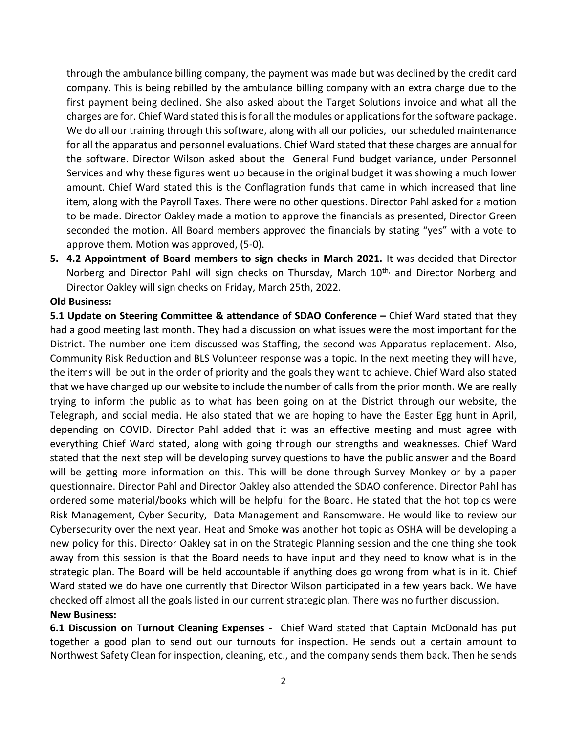through the ambulance billing company, the payment was made but was declined by the credit card company. This is being rebilled by the ambulance billing company with an extra charge due to the first payment being declined. She also asked about the Target Solutions invoice and what all the charges are for. Chief Ward stated this is for all the modules or applications for the software package. We do all our training through this software, along with all our policies, our scheduled maintenance for all the apparatus and personnel evaluations. Chief Ward stated that these charges are annual for the software. Director Wilson asked about the General Fund budget variance, under Personnel Services and why these figures went up because in the original budget it was showing a much lower amount. Chief Ward stated this is the Conflagration funds that came in which increased that line item, along with the Payroll Taxes. There were no other questions. Director Pahl asked for a motion to be made. Director Oakley made a motion to approve the financials as presented, Director Green seconded the motion. All Board members approved the financials by stating "yes" with a vote to approve them. Motion was approved, (5-0).

5. **4.2 Appointment of Board members to sign checks in March 2021.** It was decided that Director Norberg and Director Pahl will sign checks on Thursday, March 10th, and Director Norberg and Director Oakley will sign checks on Friday, March 25th, 2022.

**Old Business:**

**5.1 Update on Steering Committee & attendance of SDAO Conference –** Chief Ward stated that they had a good meeting last month. They had a discussion on what issues were the most important for the District. The number one item discussed was Staffing, the second was Apparatus replacement. Also, Community Risk Reduction and BLS Volunteer response was a topic. In the next meeting they will have, the items will be put in the order of priority and the goals they want to achieve. Chief Ward also stated that we have changed up our website to include the number of calls from the prior month. We are really trying to inform the public as to what has been going on at the District through our website, the Telegraph, and social media. He also stated that we are hoping to have the Easter Egg hunt in April, depending on COVID. Director Pahl added that it was an effective meeting and must agree with everything Chief Ward stated, along with going through our strengths and weaknesses. Chief Ward stated that the next step will be developing survey questions to have the public answer and the Board will be getting more information on this. This will be done through Survey Monkey or by a paper questionnaire. Director Pahl and Director Oakley also attended the SDAO conference. Director Pahl has ordered some material/books which will be helpful for the Board. He stated that the hot topics were Risk Management, Cyber Security, Data Management and Ransomware. He would like to review our Cybersecurity over the next year. Heat and Smoke was another hot topic as OSHA will be developing a new policy for this. Director Oakley sat in on the Strategic Planning session and the one thing she took away from this session is that the Board needs to have input and they need to know what is in the strategic plan. The Board will be held accountable if anything does go wrong from what is in it. Chief Ward stated we do have one currently that Director Wilson participated in a few years back. We have checked off almost all the goals listed in our current strategic plan. There was no further discussion.

**New Business:**

**6.1 Discussion on Turnout Cleaning Expenses** - Chief Ward stated that Captain McDonald has put together a good plan to send out our turnouts for inspection. He sends out a certain amount to Northwest Safety Clean for inspection, cleaning, etc., and the company sends them back. Then he sends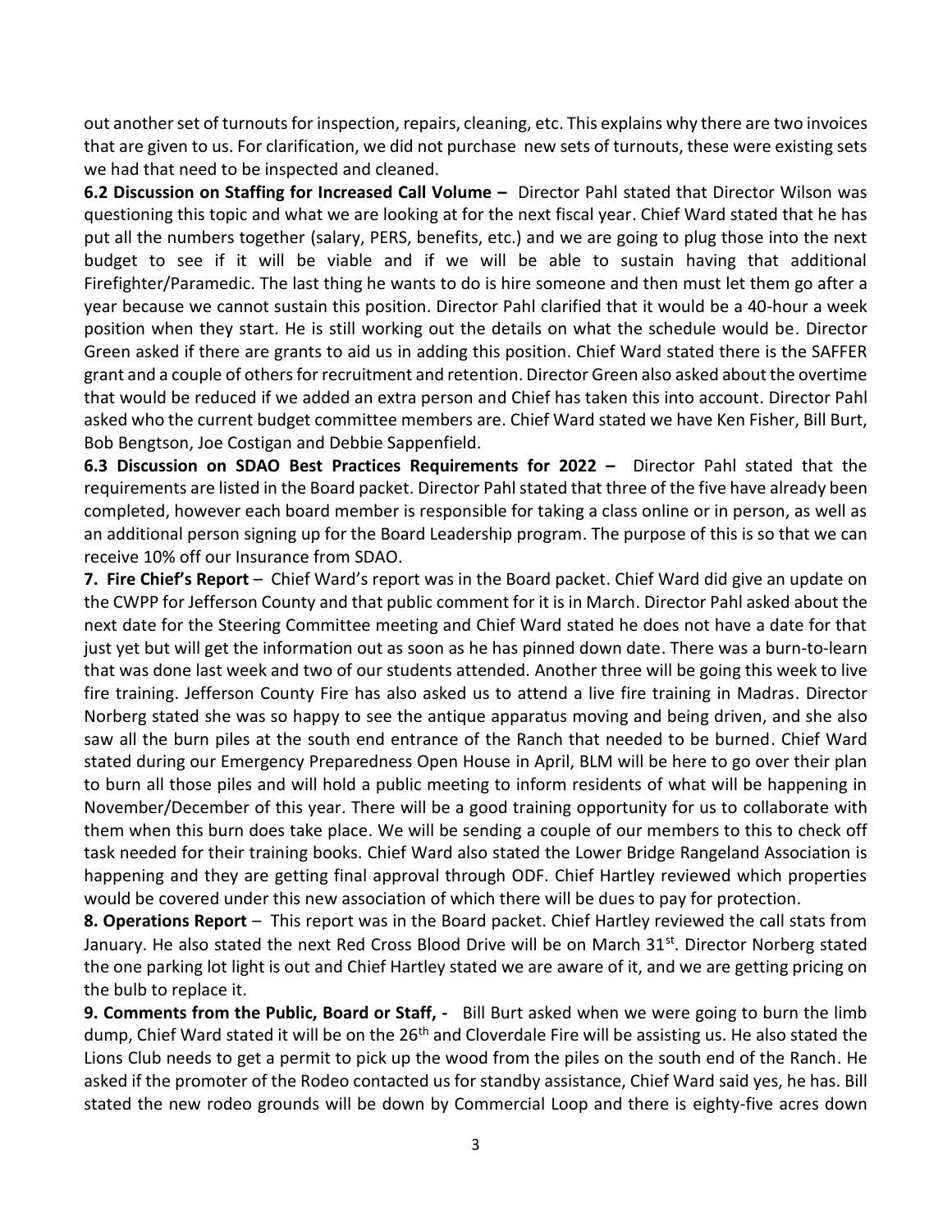out another set of turnouts for inspection, repairs, cleaning, etc. This explains why there are two invoices that are given to us. For clarification, we did not purchase new sets of turnouts, these were existing sets we had that need to be inspected and cleaned.

**6.2 Discussion on Staffing for Increased Call Volume –** Director Pahl stated that Director Wilson was questioning this topic and what we are looking at for the next fiscal year. Chief Ward stated that he has put all the numbers together (salary, PERS, benefits, etc.) and we are going to plug those into the next budget to see if it will be viable and if we will be able to sustain having that additional Firefighter/Paramedic. The last thing he wants to do is hire someone and then must let them go after a year because we cannot sustain this position. Director Pahl clarified that it would be a 40-hour a week position when they start. He is still working out the details on what the schedule would be. Director Green asked if there are grants to aid us in adding this position. Chief Ward stated there is the SAFFER grant and a couple of others for recruitment and retention. Director Green also asked about the overtime that would be reduced if we added an extra person and Chief has taken this into account. Director Pahl asked who the current budget committee members are. Chief Ward stated we have Ken Fisher, Bill Burt, Bob Bengtson, Joe Costigan and Debbie Sappenfield.

**6.3 Discussion on SDAO Best Practices Requirements for 2022 –** Director Pahl stated that the requirements are listed in the Board packet. Director Pahl stated that three of the five have already been completed, however each board member is responsible for taking a class online or in person, as well as an additional person signing up for the Board Leadership program. The purpose of this is so that we can receive 10% off our Insurance from SDAO.

**7. Fire Chief's Report** – Chief Ward's report was in the Board packet. Chief Ward did give an update on the CWPP for Jefferson County and that public comment for it is in March. Director Pahl asked about the next date for the Steering Committee meeting and Chief Ward stated he does not have a date for that just yet but will get the information out as soon as he has pinned down date. There was a burn-to-learn that was done last week and two of our students attended. Another three will be going this week to live fire training. Jefferson County Fire has also asked us to attend a live fire training in Madras. Director Norberg stated she was so happy to see the antique apparatus moving and being driven, and she also saw all the burn piles at the south end entrance of the Ranch that needed to be burned. Chief Ward stated during our Emergency Preparedness Open House in April, BLM will be here to go over their plan to burn all those piles and will hold a public meeting to inform residents of what will be happening in November/December of this year. There will be a good training opportunity for us to collaborate with them when this burn does take place. We will be sending a couple of our members to this to check off task needed for their training books. Chief Ward also stated the Lower Bridge Rangeland Association is happening and they are getting final approval through ODF. Chief Hartley reviewed which properties would be covered under this new association of which there will be dues to pay for protection.

**8. Operations Report** – This report was in the Board packet. Chief Hartley reviewed the call stats from January. He also stated the next Red Cross Blood Drive will be on March 31st. Director Norberg stated the one parking lot light is out and Chief Hartley stated we are aware of it, and we are getting pricing on the bulb to replace it.

**9. Comments from the Public, Board or Staff, -** Bill Burt asked when we were going to burn the limb dump, Chief Ward stated it will be on the 26th and Cloverdale Fire will be assisting us. He also stated the Lions Club needs to get a permit to pick up the wood from the piles on the south end of the Ranch. He asked if the promoter of the Rodeo contacted us for standby assistance, Chief Ward said yes, he has. Bill stated the new rodeo grounds will be down by Commercial Loop and there is eighty-five acres down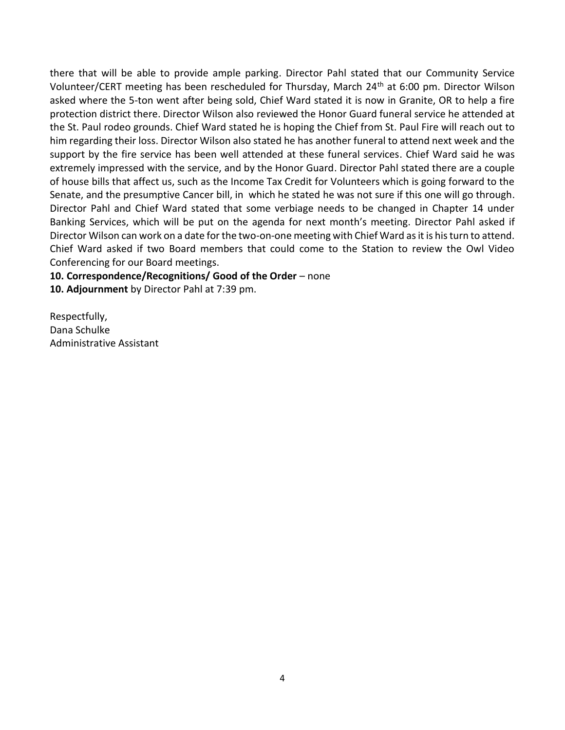there that will be able to provide ample parking. Director Pahl stated that our Community Service Volunteer/CERT meeting has been rescheduled for Thursday, March 24th at 6:00 pm. Director Wilson asked where the 5-ton went after being sold, Chief Ward stated it is now in Granite, OR to help a fire protection district there. Director Wilson also reviewed the Honor Guard funeral service he attended at the St. Paul rodeo grounds. Chief Ward stated he is hoping the Chief from St. Paul Fire will reach out to him regarding their loss. Director Wilson also stated he has another funeral to attend next week and the support by the fire service has been well attended at these funeral services. Chief Ward said he was extremely impressed with the service, and by the Honor Guard. Director Pahl stated there are a couple of house bills that affect us, such as the Income Tax Credit for Volunteers which is going forward to the Senate, and the presumptive Cancer bill, in which he stated he was not sure if this one will go through. Director Pahl and Chief Ward stated that some verbiage needs to be changed in Chapter 14 under Banking Services, which will be put on the agenda for next month's meeting. Director Pahl asked if Director Wilson can work on a date for the two-on-one meeting with Chief Ward as it is his turn to attend. Chief Ward asked if two Board members that could come to the Station to review the Owl Video Conferencing for our Board meetings.

**10. Correspondence/Recognitions/ Good of the Order** – none

**10. Adjournment** by Director Pahl at 7:39 pm.

Respectfully,  
Dana Schulke  
Administrative Assistant